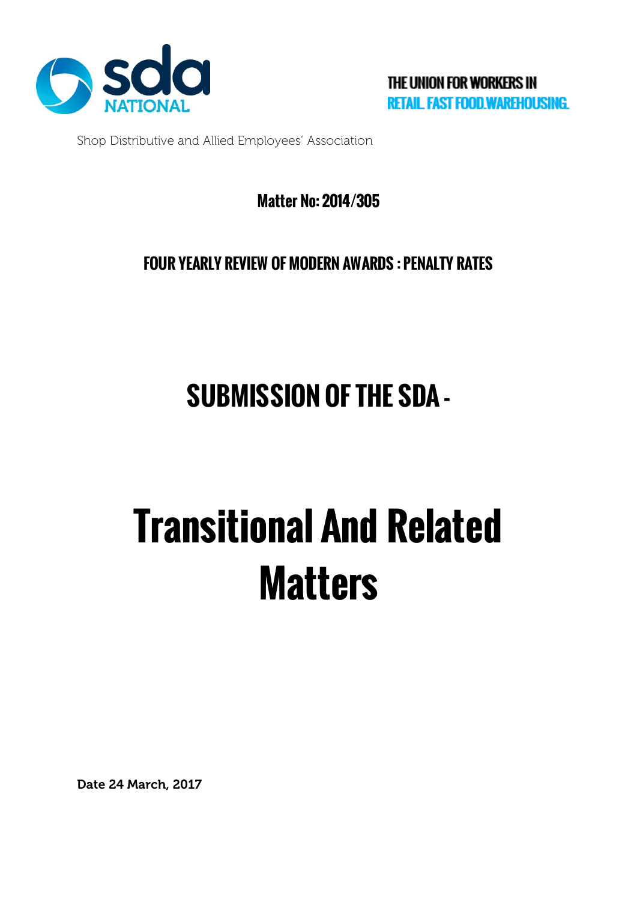sda NATIONAL

THE UNION FOR WORKERS IN
RETAIL. FAST FOOD. WAREHOUSING.

Shop Distributive and Allied Employees' Association

**Matter No: 2014/305**

**FOUR YEARLY REVIEW OF MODERN AWARDS : PENALTY RATES**

# SUBMISSION OF THE SDA -

# Transitional And Related Matters

**Date 24 March, 2017**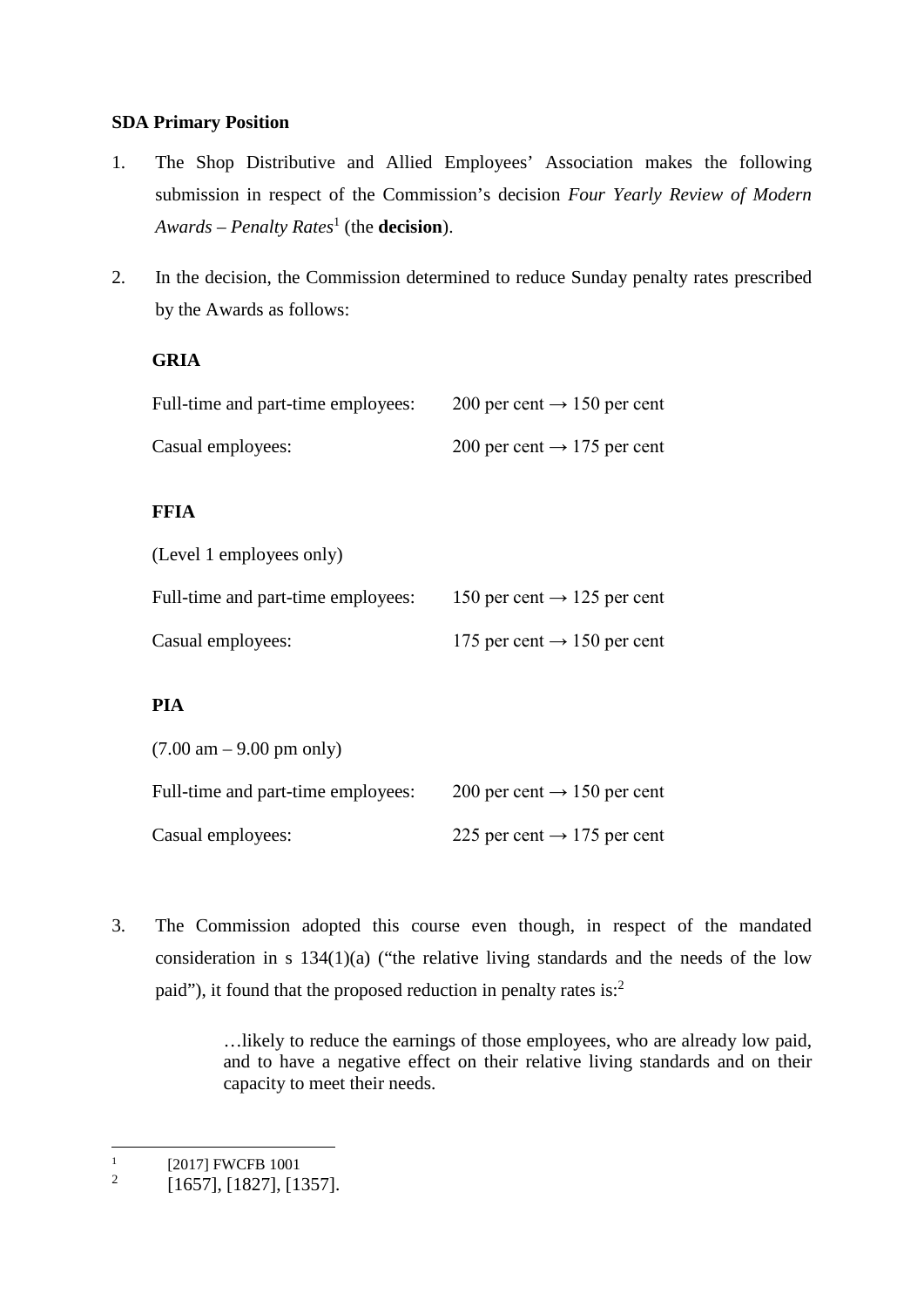**SDA Primary Position**

1. The Shop Distributive and Allied Employees' Association makes the following submission in respect of the Commission's decision *Four Yearly Review of Modern Awards – Penalty Rates*[1] (the **decision**).

2. In the decision, the Commission determined to reduce Sunday penalty rates prescribed by the Awards as follows:

**GRIA**

| | |
|---|---|
| Full-time and part-time employees: | 200 per cent → 150 per cent |
| Casual employees: | 200 per cent → 175 per cent |

**FFIA**

(Level 1 employees only)

| | |
|---|---|
| Full-time and part-time employees: | 150 per cent → 125 per cent |
| Casual employees: | 175 per cent → 150 per cent |

**PIA**

(7.00 am – 9.00 pm only)

| | |
|---|---|
| Full-time and part-time employees: | 200 per cent → 150 per cent |
| Casual employees: | 225 per cent → 175 per cent |

3. The Commission adopted this course even though, in respect of the mandated consideration in s 134(1)(a) ("the relative living standards and the needs of the low paid"), it found that the proposed reduction in penalty rates is:[2]

> …likely to reduce the earnings of those employees, who are already low paid, and to have a negative effect on their relative living standards and on their capacity to meet their needs.

---

[1] [2017] FWCFB 1001

[2] [1657], [1827], [1357].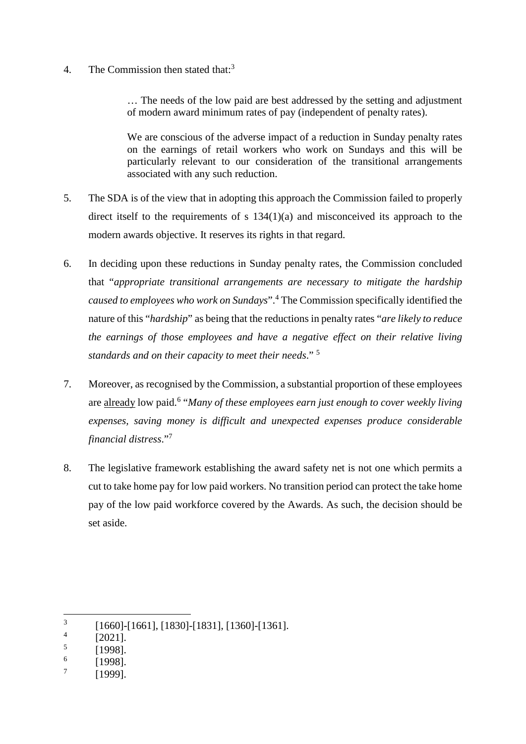4. The Commission then stated that:[3]

> … The needs of the low paid are best addressed by the setting and adjustment of modern award minimum rates of pay (independent of penalty rates).
>
> We are conscious of the adverse impact of a reduction in Sunday penalty rates on the earnings of retail workers who work on Sundays and this will be particularly relevant to our consideration of the transitional arrangements associated with any such reduction.

5. The SDA is of the view that in adopting this approach the Commission failed to properly direct itself to the requirements of s 134(1)(a) and misconceived its approach to the modern awards objective. It reserves its rights in that regard.

6. In deciding upon these reductions in Sunday penalty rates, the Commission concluded that "*appropriate transitional arrangements are necessary to mitigate the hardship caused to employees who work on Sundays*".[4] The Commission specifically identified the nature of this "*hardship*" as being that the reductions in penalty rates "*are likely to reduce the earnings of those employees and have a negative effect on their relative living standards and on their capacity to meet their needs*." [5]

7. Moreover, as recognised by the Commission, a substantial proportion of these employees are <u>already</u> low paid.[6] "*Many of these employees earn just enough to cover weekly living expenses, saving money is difficult and unexpected expenses produce considerable financial distress*."[7]

8. The legislative framework establishing the award safety net is not one which permits a cut to take home pay for low paid workers. No transition period can protect the take home pay of the low paid workforce covered by the Awards. As such, the decision should be set aside.

---

[3] [1660]-[1661], [1830]-[1831], [1360]-[1361].

[4] [2021].

[5] [1998].

[6] [1998].

[7] [1999].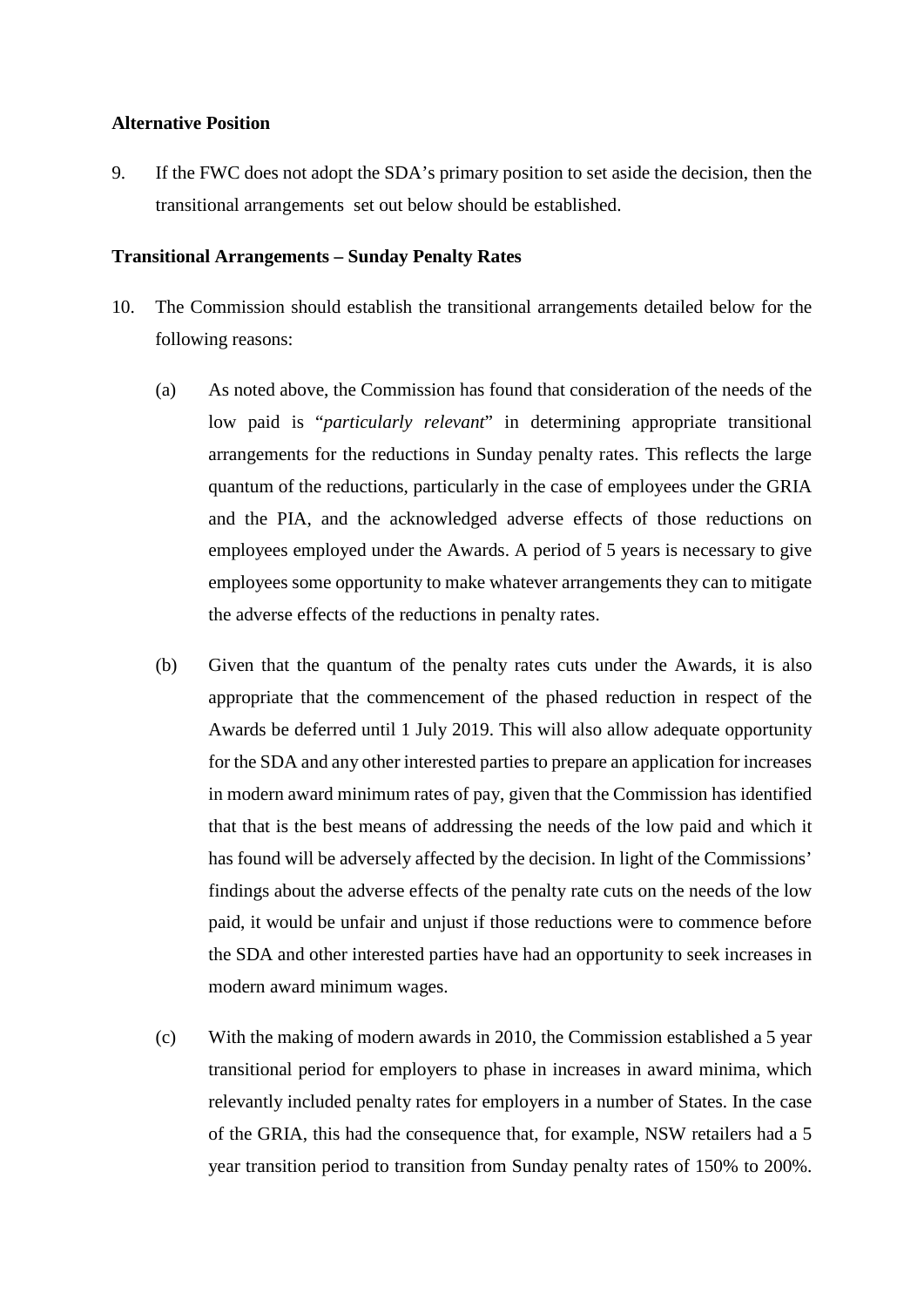**Alternative Position**

9. If the FWC does not adopt the SDA's primary position to set aside the decision, then the transitional arrangements set out below should be established.

**Transitional Arrangements – Sunday Penalty Rates**

10. The Commission should establish the transitional arrangements detailed below for the following reasons:

    (a) As noted above, the Commission has found that consideration of the needs of the low paid is "*particularly relevant*" in determining appropriate transitional arrangements for the reductions in Sunday penalty rates. This reflects the large quantum of the reductions, particularly in the case of employees under the GRIA and the PIA, and the acknowledged adverse effects of those reductions on employees employed under the Awards. A period of 5 years is necessary to give employees some opportunity to make whatever arrangements they can to mitigate the adverse effects of the reductions in penalty rates.

    (b) Given that the quantum of the penalty rates cuts under the Awards, it is also appropriate that the commencement of the phased reduction in respect of the Awards be deferred until 1 July 2019. This will also allow adequate opportunity for the SDA and any other interested parties to prepare an application for increases in modern award minimum rates of pay, given that the Commission has identified that that is the best means of addressing the needs of the low paid and which it has found will be adversely affected by the decision. In light of the Commissions' findings about the adverse effects of the penalty rate cuts on the needs of the low paid, it would be unfair and unjust if those reductions were to commence before the SDA and other interested parties have had an opportunity to seek increases in modern award minimum wages.

    (c) With the making of modern awards in 2010, the Commission established a 5 year transitional period for employers to phase in increases in award minima, which relevantly included penalty rates for employers in a number of States. In the case of the GRIA, this had the consequence that, for example, NSW retailers had a 5 year transition period to transition from Sunday penalty rates of 150% to 200%.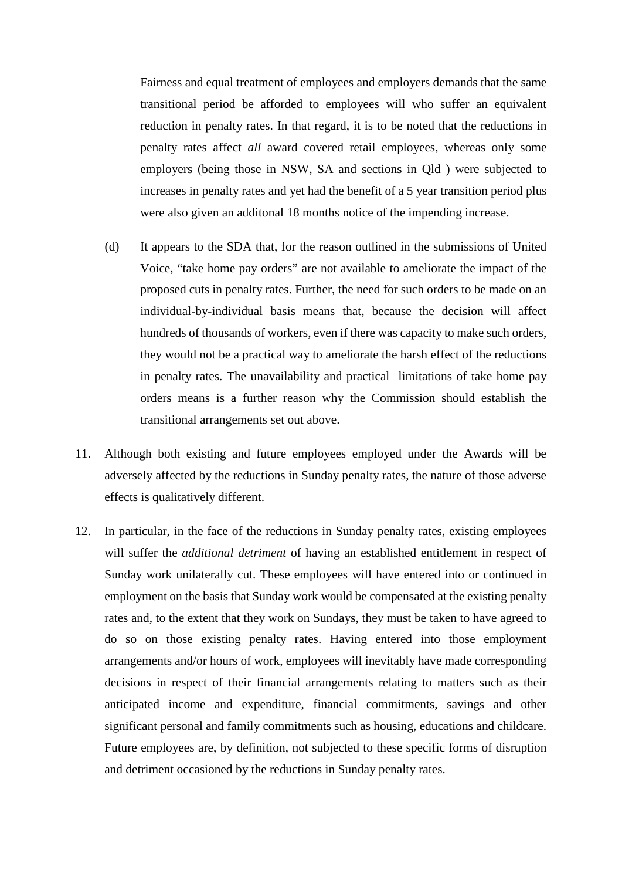Fairness and equal treatment of employees and employers demands that the same transitional period be afforded to employees will who suffer an equivalent reduction in penalty rates. In that regard, it is to be noted that the reductions in penalty rates affect *all* award covered retail employees, whereas only some employers (being those in NSW, SA and sections in Qld ) were subjected to increases in penalty rates and yet had the benefit of a 5 year transition period plus were also given an additonal 18 months notice of the impending increase.

(d) It appears to the SDA that, for the reason outlined in the submissions of United Voice, "take home pay orders" are not available to ameliorate the impact of the proposed cuts in penalty rates. Further, the need for such orders to be made on an individual-by-individual basis means that, because the decision will affect hundreds of thousands of workers, even if there was capacity to make such orders, they would not be a practical way to ameliorate the harsh effect of the reductions in penalty rates. The unavailability and practical limitations of take home pay orders means is a further reason why the Commission should establish the transitional arrangements set out above.

11. Although both existing and future employees employed under the Awards will be adversely affected by the reductions in Sunday penalty rates, the nature of those adverse effects is qualitatively different.

12. In particular, in the face of the reductions in Sunday penalty rates, existing employees will suffer the *additional detriment* of having an established entitlement in respect of Sunday work unilaterally cut. These employees will have entered into or continued in employment on the basis that Sunday work would be compensated at the existing penalty rates and, to the extent that they work on Sundays, they must be taken to have agreed to do so on those existing penalty rates. Having entered into those employment arrangements and/or hours of work, employees will inevitably have made corresponding decisions in respect of their financial arrangements relating to matters such as their anticipated income and expenditure, financial commitments, savings and other significant personal and family commitments such as housing, educations and childcare. Future employees are, by definition, not subjected to these specific forms of disruption and detriment occasioned by the reductions in Sunday penalty rates.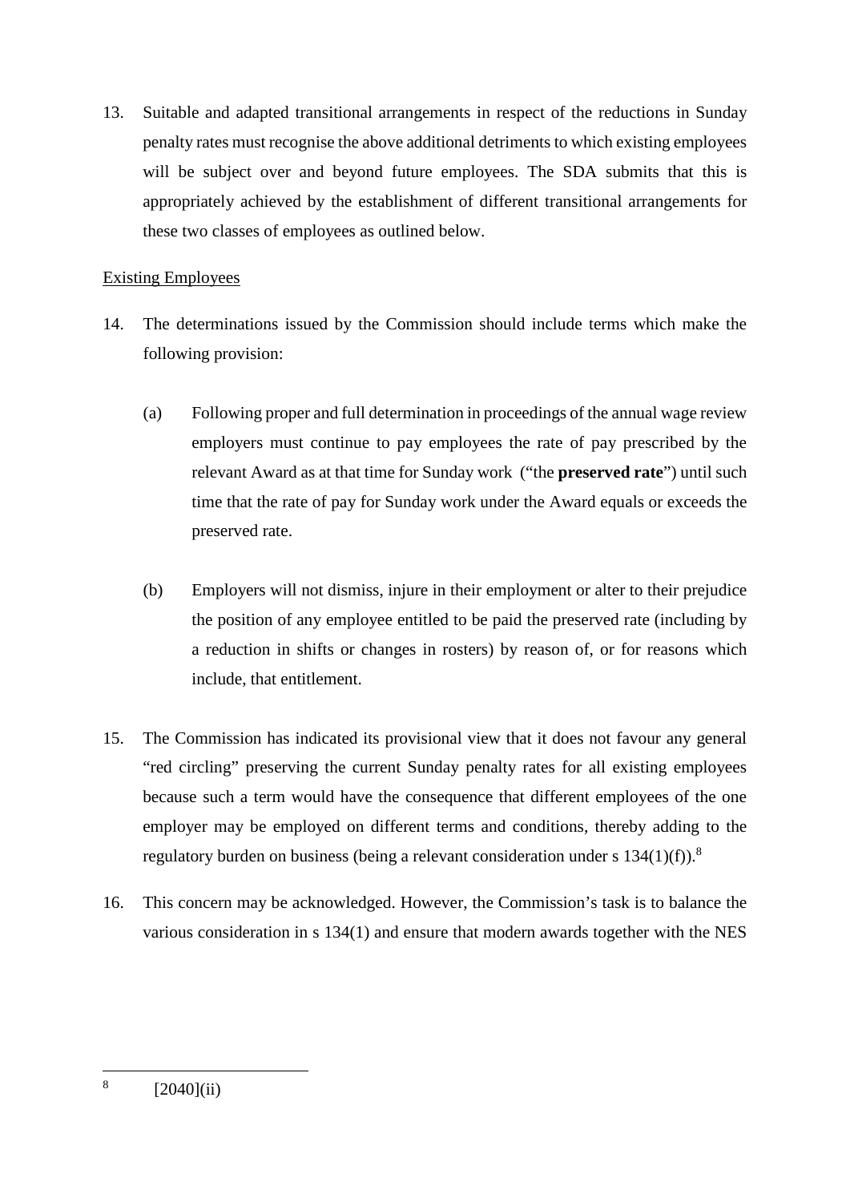13. Suitable and adapted transitional arrangements in respect of the reductions in Sunday penalty rates must recognise the above additional detriments to which existing employees will be subject over and beyond future employees. The SDA submits that this is appropriately achieved by the establishment of different transitional arrangements for these two classes of employees as outlined below.

<u>Existing Employees</u>

14. The determinations issued by the Commission should include terms which make the following provision:

    (a) Following proper and full determination in proceedings of the annual wage review employers must continue to pay employees the rate of pay prescribed by the relevant Award as at that time for Sunday work ("the **preserved rate**") until such time that the rate of pay for Sunday work under the Award equals or exceeds the preserved rate.

    (b) Employers will not dismiss, injure in their employment or alter to their prejudice the position of any employee entitled to be paid the preserved rate (including by a reduction in shifts or changes in rosters) by reason of, or for reasons which include, that entitlement.

15. The Commission has indicated its provisional view that it does not favour any general "red circling" preserving the current Sunday penalty rates for all existing employees because such a term would have the consequence that different employees of the one employer may be employed on different terms and conditions, thereby adding to the regulatory burden on business (being a relevant consideration under s 134(1)(f)).[8]

16. This concern may be acknowledged. However, the Commission's task is to balance the various consideration in s 134(1) and ensure that modern awards together with the NES

---

[8] [2040](ii)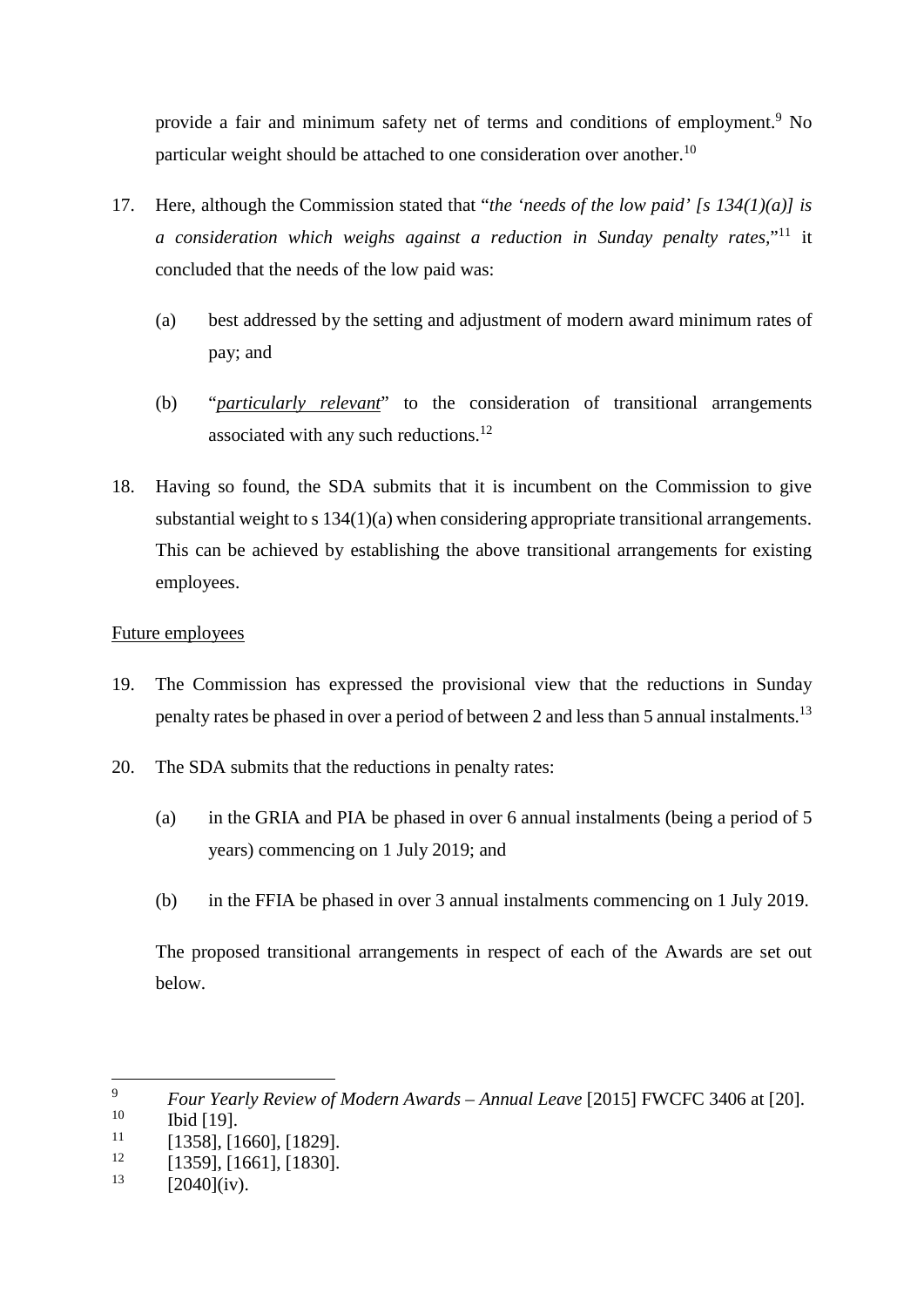provide a fair and minimum safety net of terms and conditions of employment.[9] No particular weight should be attached to one consideration over another.[10]

17. Here, although the Commission stated that "*the 'needs of the low paid' [s 134(1)(a)] is a consideration which weighs against a reduction in Sunday penalty rates*,"[11] it concluded that the needs of the low paid was:

    (a) best addressed by the setting and adjustment of modern award minimum rates of pay; and

    (b) "***particularly relevant***" to the consideration of transitional arrangements associated with any such reductions.[12]

18. Having so found, the SDA submits that it is incumbent on the Commission to give substantial weight to s 134(1)(a) when considering appropriate transitional arrangements. This can be achieved by establishing the above transitional arrangements for existing employees.

<u>Future employees</u>

19. The Commission has expressed the provisional view that the reductions in Sunday penalty rates be phased in over a period of between 2 and less than 5 annual instalments.[13]

20. The SDA submits that the reductions in penalty rates:

    (a) in the GRIA and PIA be phased in over 6 annual instalments (being a period of 5 years) commencing on 1 July 2019; and

    (b) in the FFIA be phased in over 3 annual instalments commencing on 1 July 2019.

    The proposed transitional arrangements in respect of each of the Awards are set out below.

---

[9] *Four Yearly Review of Modern Awards – Annual Leave* [2015] FWCFC 3406 at [20].

[10] Ibid [19].

[11] [1358], [1660], [1829].

[12] [1359], [1661], [1830].

[13] [2040](iv).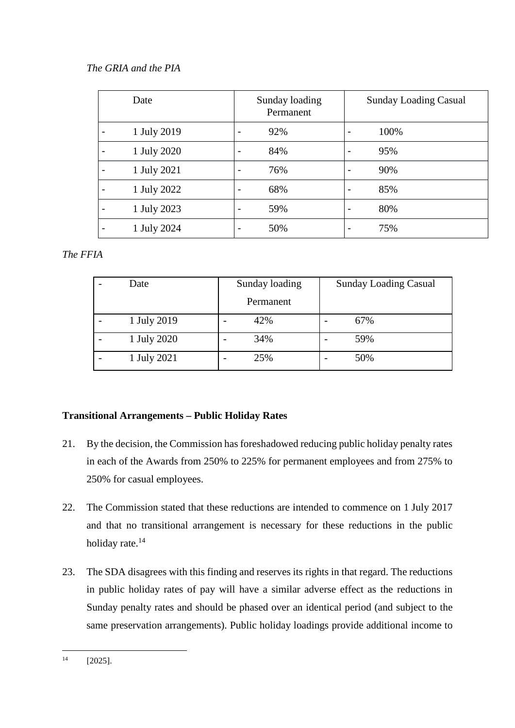*The GRIA and the PIA*

| Date | Sunday loading Permanent | Sunday Loading Casual |
| --- | --- | --- |
| - 1 July 2019 | - 92% | - 100% |
| - 1 July 2020 | - 84% | - 95% |
| - 1 July 2021 | - 76% | - 90% |
| - 1 July 2022 | - 68% | - 85% |
| - 1 July 2023 | - 59% | - 80% |
| - 1 July 2024 | - 50% | - 75% |

*The FFIA*

| - Date | Sunday loading Permanent | Sunday Loading Casual |
| --- | --- | --- |
| - 1 July 2019 | - 42% | - 67% |
| - 1 July 2020 | - 34% | - 59% |
| - 1 July 2021 | - 25% | - 50% |

**Transitional Arrangements – Public Holiday Rates**

21. By the decision, the Commission has foreshadowed reducing public holiday penalty rates in each of the Awards from 250% to 225% for permanent employees and from 275% to 250% for casual employees.

22. The Commission stated that these reductions are intended to commence on 1 July 2017 and that no transitional arrangement is necessary for these reductions in the public holiday rate.[14]

23. The SDA disagrees with this finding and reserves its rights in that regard. The reductions in public holiday rates of pay will have a similar adverse effect as the reductions in Sunday penalty rates and should be phased over an identical period (and subject to the same preservation arrangements). Public holiday loadings provide additional income to

[14] [2025].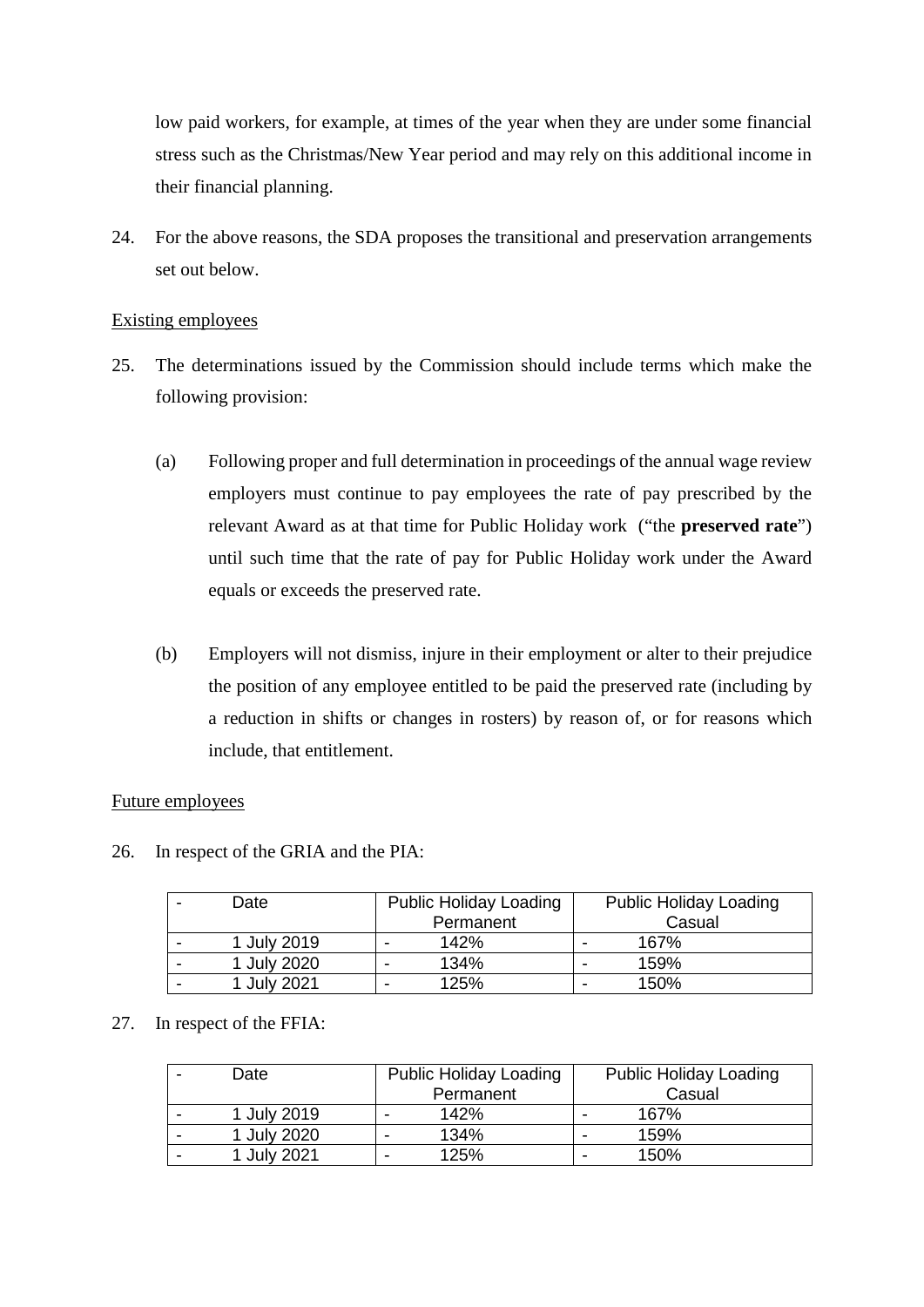low paid workers, for example, at times of the year when they are under some financial stress such as the Christmas/New Year period and may rely on this additional income in their financial planning.

24. For the above reasons, the SDA proposes the transitional and preservation arrangements set out below.

Existing employees

25. The determinations issued by the Commission should include terms which make the following provision:

    (a) Following proper and full determination in proceedings of the annual wage review employers must continue to pay employees the rate of pay prescribed by the relevant Award as at that time for Public Holiday work ("the **preserved rate**") until such time that the rate of pay for Public Holiday work under the Award equals or exceeds the preserved rate.

    (b) Employers will not dismiss, injure in their employment or alter to their prejudice the position of any employee entitled to be paid the preserved rate (including by a reduction in shifts or changes in rosters) by reason of, or for reasons which include, that entitlement.

Future employees

26. In respect of the GRIA and the PIA:

| - Date | Public Holiday Loading Permanent | Public Holiday Loading Casual |
|---|---|---|
| - 1 July 2019 | - 142% | - 167% |
| - 1 July 2020 | - 134% | - 159% |
| - 1 July 2021 | - 125% | - 150% |

27. In respect of the FFIA:

| - Date | Public Holiday Loading Permanent | Public Holiday Loading Casual |
|---|---|---|
| - 1 July 2019 | - 142% | - 167% |
| - 1 July 2020 | - 134% | - 159% |
| - 1 July 2021 | - 125% | - 150% |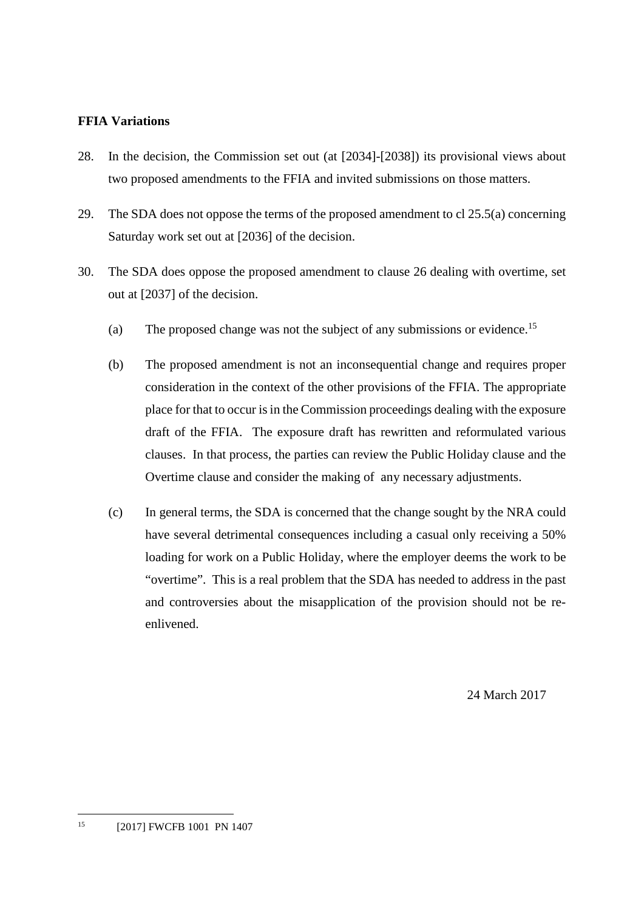**FFIA Variations**

28. In the decision, the Commission set out (at [2034]-[2038]) its provisional views about two proposed amendments to the FFIA and invited submissions on those matters.

29. The SDA does not oppose the terms of the proposed amendment to cl 25.5(a) concerning Saturday work set out at [2036] of the decision.

30. The SDA does oppose the proposed amendment to clause 26 dealing with overtime, set out at [2037] of the decision.

    (a) The proposed change was not the subject of any submissions or evidence.[15]

    (b) The proposed amendment is not an inconsequential change and requires proper consideration in the context of the other provisions of the FFIA. The appropriate place for that to occur is in the Commission proceedings dealing with the exposure draft of the FFIA. The exposure draft has rewritten and reformulated various clauses. In that process, the parties can review the Public Holiday clause and the Overtime clause and consider the making of any necessary adjustments.

    (c) In general terms, the SDA is concerned that the change sought by the NRA could have several detrimental consequences including a casual only receiving a 50% loading for work on a Public Holiday, where the employer deems the work to be "overtime". This is a real problem that the SDA has needed to address in the past and controversies about the misapplication of the provision should not be re-enlivened.

24 March 2017

---

[15] [2017] FWCFB 1001 PN 1407